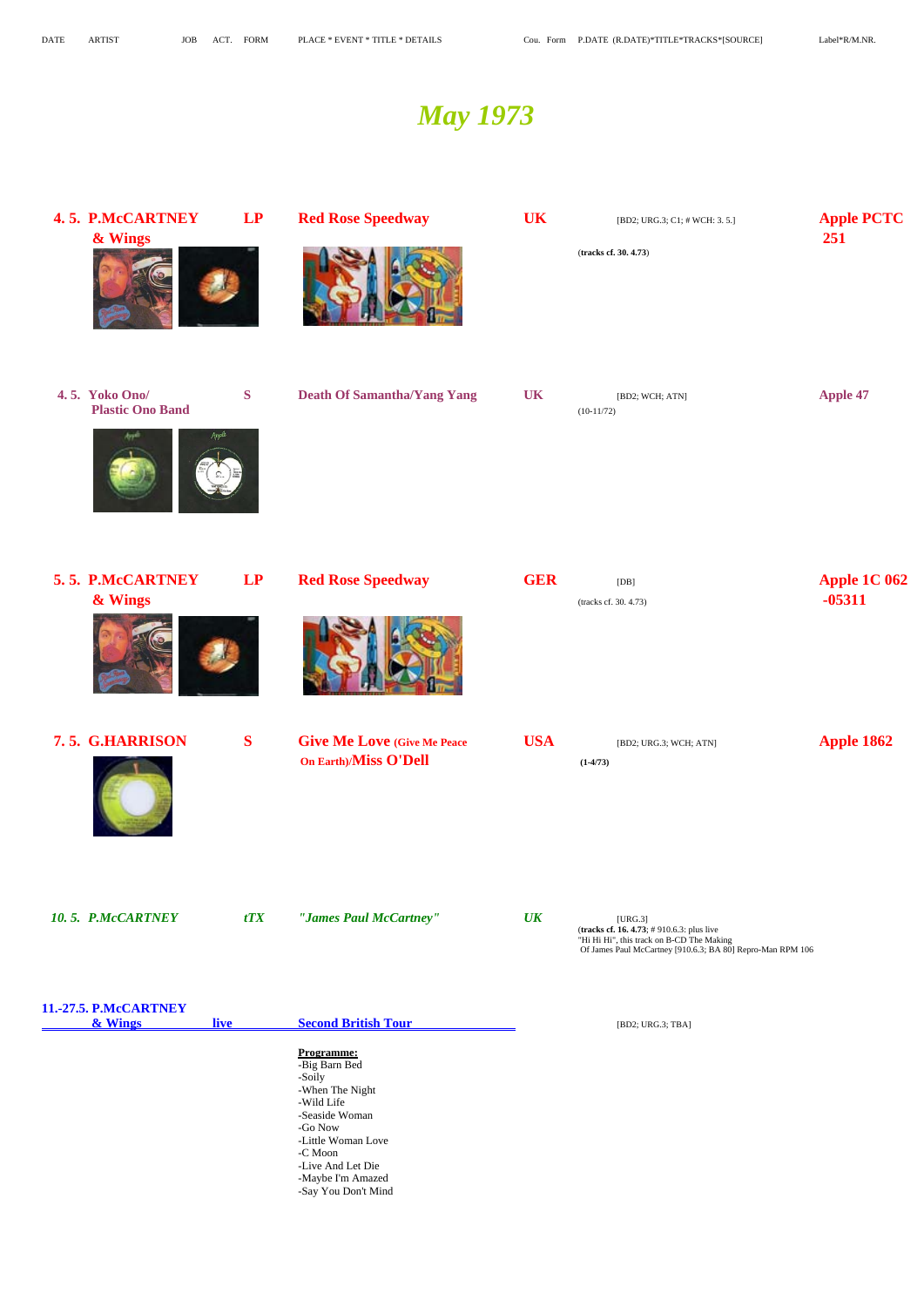| DATE | ARTIST | JOB | ACT. | FORM | PLACE * EVENT * TITLE * DETAILS | Cou. | Form | P.DATE (R.DATE)*TITLE*TRACKS*[SOURCE] | Label*R/M.NR. |
|---|---|---|---|---|---|---|---|---|---|

# May 1973

| DATE | ARTIST | JOB | TITLE | Cou. | P.DATE (R.DATE)*TITLE*TRACKS*[SOURCE] | Label*R/M.NR. |
|---|---|---|---|---|---|---|
| **4. 5.** | **P.McCARTNEY & Wings** | **LP** | **Red Rose Speedway** | **UK** | [BD2; URG.3; C1; # WCH: 3. 5.] **(tracks cf. 30. 4.73)** | **Apple PCTC 251** |
| **4. 5.** | **Yoko Ono/ Plastic Ono Band** | **S** | **Death Of Samantha/Yang Yang** | **UK** | [BD2; WCH; ATN] (10-11/72) | **Apple 47** |
| **5. 5.** | **P.McCARTNEY & Wings** | **LP** | **Red Rose Speedway** | **GER** | [DB] (tracks cf. 30. 4.73) | **Apple 1C 062 -05311** |
| **7. 5.** | **G.HARRISON** | **S** | **Give Me Love (Give Me Peace On Earth)/Miss O'Dell** | **USA** | [BD2; URG.3; WCH; ATN] **(1-4/73)** | **Apple 1862** |
| ***10. 5.*** | ***P.McCARTNEY*** | ***tTX*** | ***"James Paul McCartney"*** | ***UK*** | [URG.3] (**tracks cf. 16. 4.73**; # 910.6.3: plus live "Hi Hi Hi", this track on B-CD The Making Of James Paul McCartney [910.6.3; BA 80] Repro-Man RPM 106 | |
| **11.-27.5.** | **P.McCARTNEY & Wings** | **live** | **Second British Tour** | | [BD2; URG.3; TBA] | |

**Programme:**
- Big Barn Bed
- Soily
- When The Night
- Wild Life
- Seaside Woman
- Go Now
- Little Woman Love
- C Moon
- Live And Let Die
- Maybe I'm Amazed
- Say You Don't Mind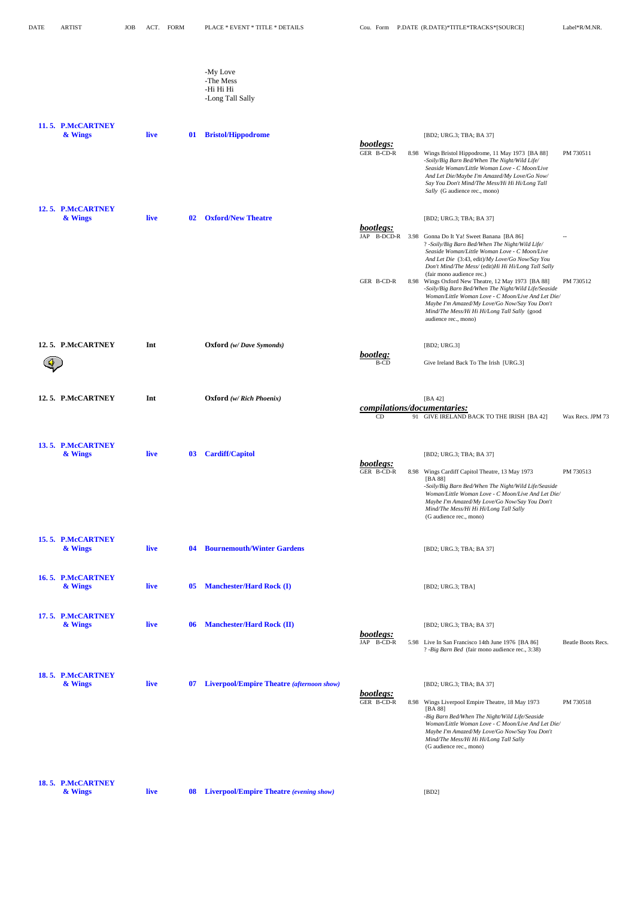| DATE | ARTIST | JOB | ACT. | FORM | PLACE * EVENT * TITLE * DETAILS | Cou. | Form | P.DATE | (R.DATE)*TITLE*TRACKS*[SOURCE] | Label*R/M.NR. |
|---|---|---|---|---|---|---|---|---|---|---|
| | | | | | -My Love<br>-The Mess<br>-Hi Hi Hi<br>-Long Tall Sally | | | | | |
| **11. 5.** | **P.McCARTNEY & Wings** | **live** | | **01** | **Bristol/Hippodrome** | | | | [BD2; URG.3; TBA; BA 37] | |
| | | | | | | ***bootlegs:*** | | | | |
| | | | | | | GER | B-CD-R | 8.98 | Wings Bristol Hippodrome, 11 May 1973 [BA 88]<br>*-Soily/Big Barn Bed/When The Night/Wild Life/ Seaside Woman/Little Woman Love - C Moon/Live And Let Die/Maybe I'm Amazed/My Love/Go Now/ Say You Don't Mind/The Mess/Hi Hi Hi/Long Tall Sally* (G audience rec., mono) | PM 730511 |
| **12. 5.** | **P.McCARTNEY & Wings** | **live** | | **02** | **Oxford/New Theatre** | | | | [BD2; URG.3; TBA; BA 37] | |
| | | | | | | ***bootlegs:*** | | | | |
| | | | | | | JAP | B-DCD-R | 3.98 | Gonna Do It Ya! Sweet Banana [BA 86]<br>? *-Soily/Big Barn Bed/When The Night/Wild Life/ Seaside Woman/Little Woman Love - C Moon/Live And Let Die* (3:43, edit)*/My Love/Go Now/Say You Don't Mind/The Mess/* (edit)*Hi Hi Hi/Long Tall Sally* (fair mono audience rec.) | -- |
| | | | | | | GER | B-CD-R | 8.98 | Wings Oxford New Theatre, 12 May 1973 [BA 88]<br>*-Soily/Big Barn Bed/When The Night/Wild Life/Seaside Woman/Little Woman Love - C Moon/Live And Let Die/ Maybe I'm Amazed/My Love/Go Now/Say You Don't Mind/The Mess/Hi Hi Hi/Long Tall Sally* (good audience rec., mono) | PM 730512 |
| **12. 5.** | **P.McCARTNEY** | **Int** | | | **Oxford** ***(w/ Dave Symonds)*** | | | | [BD2; URG.3] | |
| | | | | | | ***bootleg:*** | | | | |
| | | | | | | | B-CD | | Give Ireland Back To The Irish [URG.3] | |
| **12. 5.** | **P.McCARTNEY** | **Int** | | | **Oxford** ***(w/ Rich Phoenix)*** | | | | [BA 42] | |
| | | | | | | ***compilations/documentaries:*** | | | | |
| | | | | | | | CD | 91 | GIVE IRELAND BACK TO THE IRISH [BA 42] | Wax Recs. JPM 73 |
| **13. 5.** | **P.McCARTNEY & Wings** | **live** | | **03** | **Cardiff/Capitol** | | | | [BD2; URG.3; TBA; BA 37] | |
| | | | | | | ***bootlegs:*** | | | | |
| | | | | | | GER | B-CD-R | 8.98 | Wings Cardiff Capitol Theatre, 13 May 1973 [BA 88]<br>*-Soily/Big Barn Bed/When The Night/Wild Life/Seaside Woman/Little Woman Love - C Moon/Live And Let Die/ Maybe I'm Amazed/My Love/Go Now/Say You Don't Mind/The Mess/Hi Hi Hi/Long Tall Sally* (G audience rec., mono) | PM 730513 |
| **15. 5.** | **P.McCARTNEY & Wings** | **live** | | **04** | **Bournemouth/Winter Gardens** | | | | [BD2; URG.3; TBA; BA 37] | |
| **16. 5.** | **P.McCARTNEY & Wings** | **live** | | **05** | **Manchester/Hard Rock (I)** | | | | [BD2; URG.3; TBA] | |
| **17. 5.** | **P.McCARTNEY & Wings** | **live** | | **06** | **Manchester/Hard Rock (II)** | | | | [BD2; URG.3; TBA; BA 37] | |
| | | | | | | ***bootlegs:*** | | | | |
| | | | | | | JAP | B-CD-R | 5.98 | Live In San Francisco 14th June 1976 [BA 86]<br>? *-Big Barn Bed* (fair mono audience rec., 3:38) | Beatle Boots Recs. |
| **18. 5.** | **P.McCARTNEY & Wings** | **live** | | **07** | **Liverpool/Empire Theatre** ***(afternoon show)*** | | | | [BD2; URG.3; TBA; BA 37] | |
| | | | | | | ***bootlegs:*** | | | | |
| | | | | | | GER | B-CD-R | 8.98 | Wings Liverpool Empire Theatre, 18 May 1973 [BA 88]<br>*-Big Barn Bed/When The Night/Wild Life/Seaside Woman/Little Woman Love - C Moon/Live And Let Die/ Maybe I'm Amazed/My Love/Go Now/Say You Don't Mind/The Mess/Hi Hi Hi/Long Tall Sally* (G audience rec., mono) | PM 730518 |
| **18. 5.** | **P.McCARTNEY & Wings** | **live** | | **08** | **Liverpool/Empire Theatre** ***(evening show)*** | | | | [BD2] | |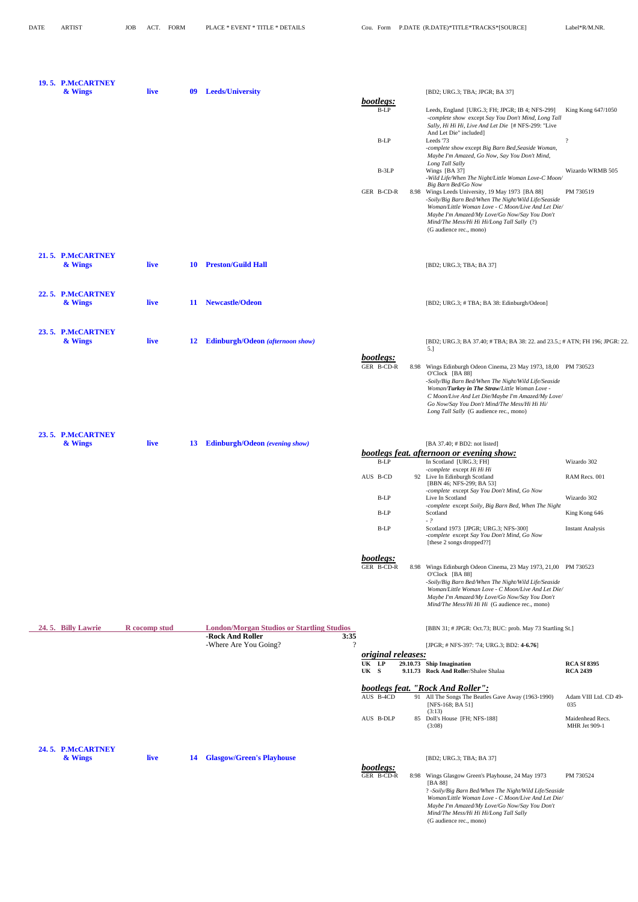| DATE | ARTIST | JOB | ACT. | FORM | PLACE * EVENT * TITLE * DETAILS | Cou. | Form | P.DATE (R.DATE)*TITLE*TRACKS*[SOURCE] | Label*R/M.NR. |
|---|---|---|---|---|---|---|---|---|---|
| **19. 5.** | **P.McCARTNEY & Wings** | **live** | **09** | | **Leeds/University** | | | [BD2; URG.3; TBA; JPGR; BA 37] | |
| | | | | | | ***bootlegs:*** | | | |
| | | | | | | | B-LP | Leeds, England [URG.3; FH; JPGR; IB 4; NFS-299] -*complete show* except *Say You Don't Mind, Long Tall Sally, Hi Hi Hi, Live And Let Die* [# NFS-299: "Live And Let Die" included] | King Kong 647/1050 |
| | | | | | | | B-LP | Leeds '73 -*complete show* except *Big Barn Bed,Seaside Woman, Maybe I'm Amazed, Go Now, Say You Don't Mind, Long Tall Sally* | ? |
| | | | | | | | B-3LP | Wings [BA 37] -*Wild Life/When The Night/Little Woman Love-C Moon/ Big Barn Bed/Go Now* | Wizardo WRMB 505 |
| | | | | | | GER | B-CD-R | 8.98 Wings Leeds University, 19 May 1973 [BA 88] -*Soily/Big Barn Bed/When The Night/Wild Life/Seaside Woman/Little Woman Love - C Moon/Live And Let Die/ Maybe I'm Amazed/My Love/Go Now/Say You Don't Mind/The Mess/Hi Hi Hi/Long Tall Sally* (?) (G audience rec., mono) | PM 730519 |
| **21. 5.** | **P.McCARTNEY & Wings** | **live** | **10** | | **Preston/Guild Hall** | | | [BD2; URG.3; TBA; BA 37] | |
| **22. 5.** | **P.McCARTNEY & Wings** | **live** | **11** | | **Newcastle/Odeon** | | | [BD2; URG.3; # TBA; BA 38: Edinburgh/Odeon] | |
| **23. 5.** | **P.McCARTNEY & Wings** | **live** | **12** | | **Edinburgh/Odeon *(afternoon show)*** | | | [BD2; URG.3; BA 37.40; # TBA; BA 38: 22. and 23.5.; # ATN; FH 196; JPGR: 22. 5.] | |
| | | | | | | ***bootlegs:*** | | | |
| | | | | | | GER | B-CD-R | 8.98 Wings Edinburgh Odeon Cinema, 23 May 1973, 18,00 O'Clock [BA 88] -*Soily/Big Barn Bed/When The Night/Wild Life/Seaside Woman/**Turkey in The Straw**/Little Woman Love - C Moon/Live And Let Die/Maybe I'm Amazed/My Love/ Go Now/Say You Don't Mind/The Mess/Hi Hi Hi/ Long Tall Sally* (G audience rec., mono) | PM 730523 |
| **23. 5.** | **P.McCARTNEY & Wings** | **live** | **13** | | **Edinburgh/Odeon *(evening show)*** | | | [BA 37.40; # BD2: not listed] | |
| | | | | | | ***bootlegs feat. afternoon or evening show:*** | | | |
| | | | | | | | B-LP | In Scotland [URG.3; FH] -*complete* except *Hi Hi Hi* | Wizardo 302 |
| | | | | | | AUS | B-CD | 92 Live In Edinburgh Scotland [BBN 46; NFS-299; BA 53] -*complete* except *Say You Don't Mind, Go Now* | RAM Recs. 001 |
| | | | | | | | B-LP | Live In Scotland -*complete* except *Soily, Big Barn Bed, When The Night* | Wizardo 302 |
| | | | | | | | B-LP | Scotland - ? | King Kong 646 |
| | | | | | | | B-LP | Scotland 1973 [JPGR; URG.3; NFS-300] -*complete* except *Say You Don't Mind, Go Now* [these 2 songs dropped??] | Instant Analysis |
| | | | | | | ***bootlegs:*** | | | |
| | | | | | | GER | B-CD-R | 8.98 Wings Edinburgh Odeon Cinema, 23 May 1973, 21,00 O'Clock [BA 88] -*Soily/Big Barn Bed/When The Night/Wild Life/Seaside Woman/Little Woman Love - C Moon/Live And Let Die/ Maybe I'm Amazed/My Love/Go Now/Say You Don't Mind/The Mess/Hi Hi Hi* (G audience rec., mono) | PM 730523 |
| **24. 5.** | **Billy Lawrie** | **R cocomp stud** | | | **London/Morgan Studios or Startling Studios** | | | [BBN 31; # JPGR: Oct.73; BUC: prob. May 73 Startling St.] | |
| | | | | | **-Rock And Roller** 3:35 | | | | |
| | | | | | -Where Are You Going? ? | | | [JPGR; # NFS-397: '74; URG.3; BD2: **4-6.76**] | |
| | | | | | | ***original releases:*** | | | |
| | | | | | | **UK** | **LP** | **29.10.73 Ship Imagination** | **RCA Sf 8395** |
| | | | | | | **UK** | **S** | **9.11.73 Rock And Rolle**r/Shalee Shalaa | **RCA 2439** |
| | | | | | | ***bootlegs feat. "Rock And Roller":*** | | | |
| | | | | | | AUS | B-4CD | 91 All The Songs The Beatles Gave Away (1963-1990) [NFS-168; BA 51] (3:13) | Adam VIII Ltd. CD 49-035 |
| | | | | | | AUS | B-DLP | 85 Doll's House [FH; NFS-188] (3:08) | Maidenhead Recs. MHR Jet 909-1 |
| **24. 5.** | **P.McCARTNEY & Wings** | **live** | **14** | | **Glasgow/Green's Playhouse** | | | [BD2; URG.3; TBA; BA 37] | |
| | | | | | | ***bootlegs:*** | | | |
| | | | | | | GER | B-CD-R | 8:98 Wings Glasgow Green's Playhouse, 24 May 1973 [BA 88] ? -*Soily/Big Barn Bed/When The Night/Wild Life/Seaside Woman/Little Woman Love - C Moon/Live And Let Die/ Maybe I'm Amazed/My Love/Go Now/Say You Don't Mind/The Mess/Hi Hi Hi/Long Tall Sally* (G audience rec., mono) | PM 730524 |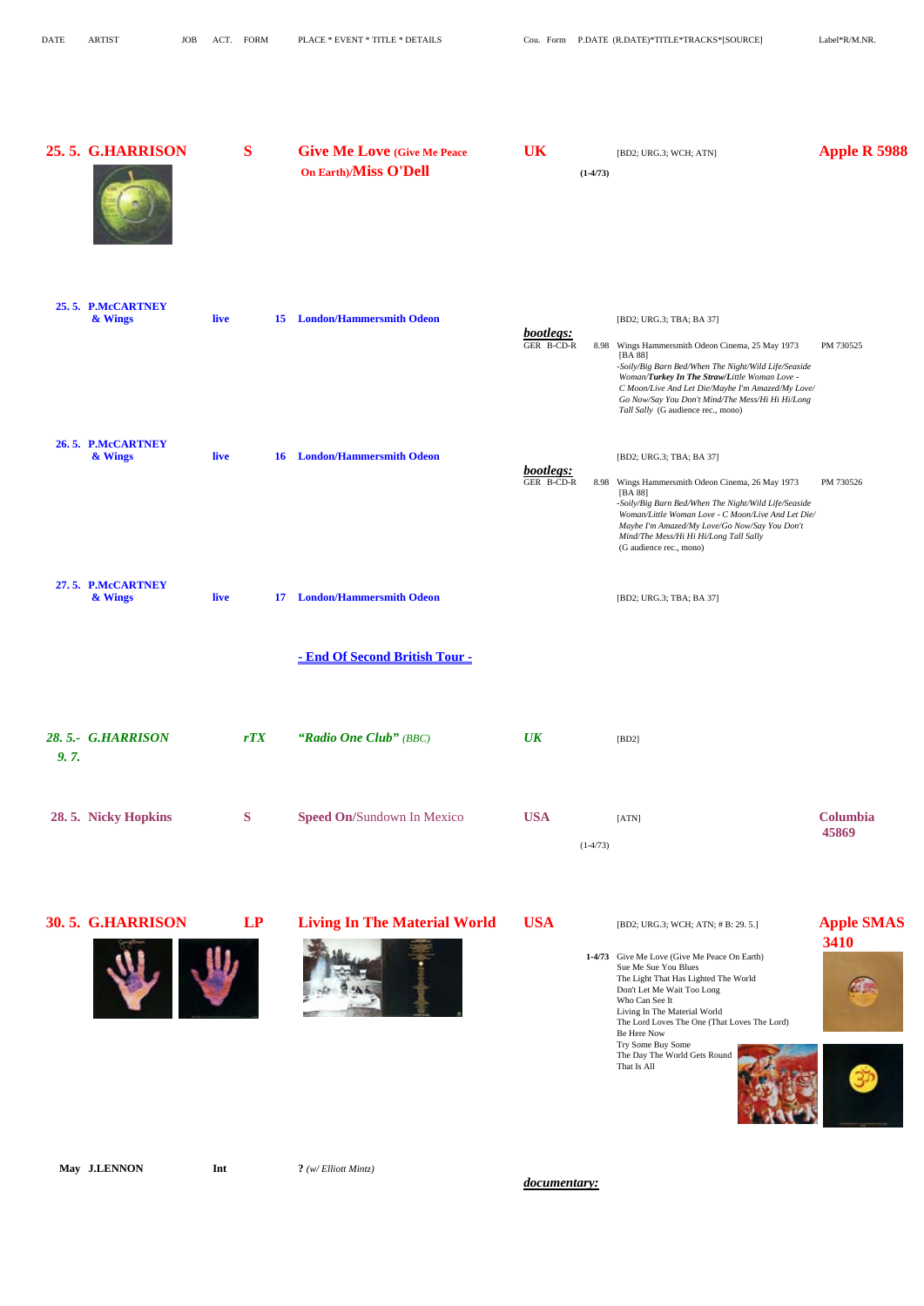| DATE | ARTIST | JOB | ACT. | FORM | PLACE * EVENT * TITLE * DETAILS | Cou. | Form | P.DATE | (R.DATE)*TITLE*TRACKS*[SOURCE] | Label*R/M.NR. |
|---|---|---|---|---|---|---|---|---|---|---|
| 25. 5. | G.HARRISON | S | | | Give Me Love (Give Me Peace On Earth)/Miss O'Dell | UK | | (1-4/73) | [BD2; URG.3; WCH; ATN] | Apple R 5988 |
| 25. 5. | P.McCARTNEY & Wings | live | | 15 | London/Hammersmith Odeon | | | | [BD2; URG.3; TBA; BA 37] | |
| | | | | | | *bootlegs:* GER | B-CD-R | 8.98 | Wings Hammersmith Odeon Cinema, 25 May 1973 [BA 88] -*Soily/Big Barn Bed/When The Night/Wild Life/Seaside Woman/**Turkey In The Straw**/Little Woman Love - C Moon/Live And Let Die/Maybe I'm Amazed/My Love/ Go Now/Say You Don't Mind/The Mess/Hi Hi Hi/Long Tall Sally* (G audience rec., mono) | PM 730525 |
| 26. 5. | P.McCARTNEY & Wings | live | | 16 | London/Hammersmith Odeon | | | | [BD2; URG.3; TBA; BA 37] | |
| | | | | | | *bootlegs:* GER | B-CD-R | 8.98 | Wings Hammersmith Odeon Cinema, 26 May 1973 [BA 88] -*Soily/Big Barn Bed/When The Night/Wild Life/Seaside Woman/Little Woman Love - C Moon/Live And Let Die/ Maybe I'm Amazed/My Love/Go Now/Say You Don't Mind/The Mess/Hi Hi Hi/Long Tall Sally* (G audience rec., mono) | PM 730526 |
| 27. 5. | P.McCARTNEY & Wings | live | | 17 | London/Hammersmith Odeon | | | | [BD2; URG.3; TBA; BA 37] | |
| | | | | | **- End Of Second British Tour -** | | | | | |
| *28. 5.- 9. 7.* | *G.HARRISON* | *rTX* | | | *"Radio One Club" (BBC)* | *UK* | | | [BD2] | |
| 28. 5. | Nicky Hopkins | S | | | Speed On/Sundown In Mexico | USA | | (1-4/73) | [ATN] | Columbia 45869 |
| 30. 5. | G.HARRISON | LP | | | Living In The Material World | USA | | 1-4/73 | [BD2; URG.3; WCH; ATN; # B: 29. 5.] Give Me Love (Give Me Peace On Earth) / Sue Me Sue You Blues / The Light That Has Lighted The World / Don't Let Me Wait Too Long / Who Can See It / Living In The Material World / The Lord Loves The One (That Loves The Lord) / Be Here Now / Try Some Buy Some / The Day The World Gets Round / That Is All | Apple SMAS 3410 |
| May | J.LENNON | Int | | | ? (w/ Elliott Mintz) | *documentary:* | | | | |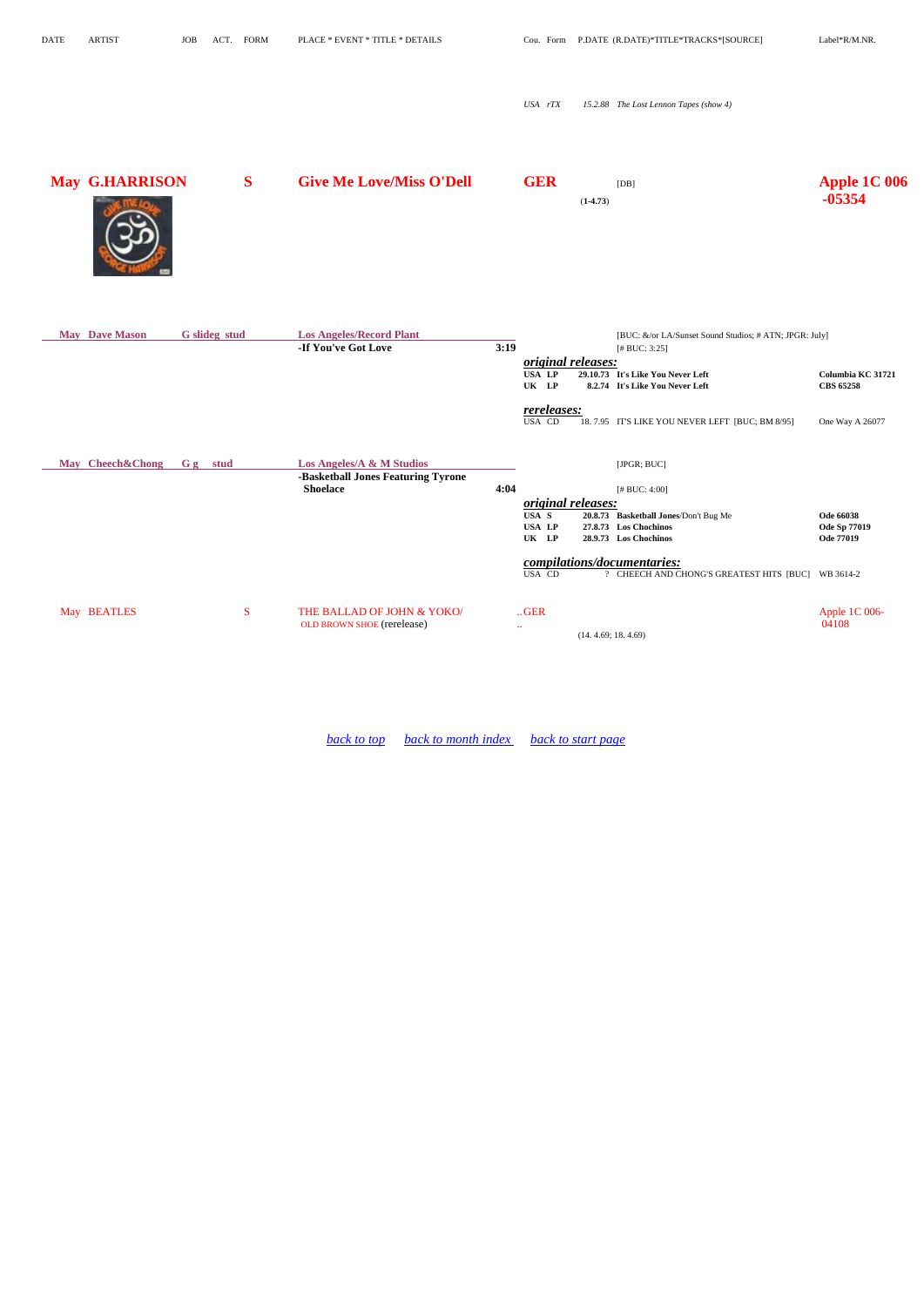| DATE | ARTIST | JOB | ACT. | FORM | PLACE * EVENT * TITLE * DETAILS | | Cou. | Form | P.DATE (R.DATE)*TITLE*TRACKS*[SOURCE] | Label*R/M.NR. |
|---|---|---|---|---|---|---|---|---|---|---|
| | | | | | | | USA | rTX | 15.2.88 The Lost Lennon Tapes (show 4) | |
| May | G.HARRISON | | | S | Give Me Love/Miss O'Dell | | GER | | [DB] (1-4.73) | Apple 1C 006 -05354 |
| May | Dave Mason | G slideg | stud | | Los Angeles/Record Plant | | | | [BUC: &/or LA/Sunset Sound Studios; # ATN; JPGR: July] | |
| | | | | | -If You've Got Love | 3:19 | | | [# BUC: 3:25] | |
| | | | | | | | *original releases:* | | | |
| | | | | | | | USA | LP | 29.10.73 It's Like You Never Left | Columbia KC 31721 |
| | | | | | | | UK | LP | 8.2.74 It's Like You Never Left | CBS 65258 |
| | | | | | | | *rereleases:* | | | |
| | | | | | | | USA | CD | 18. 7.95 IT'S LIKE YOU NEVER LEFT [BUC; BM 8/95] | One Way A 26077 |
| May | Cheech&Chong | G g | stud | | Los Angeles/A & M Studios | | | | [JPGR; BUC] | |
| | | | | | -Basketball Jones Featuring Tyrone Shoelace | 4:04 | | | [# BUC: 4:00] | |
| | | | | | | | *original releases:* | | | |
| | | | | | | | USA | S | 20.8.73 Basketball Jones/Don't Bug Me | Ode 66038 |
| | | | | | | | USA | LP | 27.8.73 Los Chochinos | Ode Sp 77019 |
| | | | | | | | UK | LP | 28.9.73 Los Chochinos | Ode 77019 |
| | | | | | | | *compilations/documentaries:* | | | |
| | | | | | | | USA | CD | ? CHEECH AND CHONG'S GREATEST HITS [BUC] | WB 3614-2 |
| May | BEATLES | | | S | THE BALLAD OF JOHN & YOKO/ OLD BROWN SHOE (rerelease) | | ..GER .. | | (14. 4.69; 18. 4.69) | Apple 1C 006-04108 |

back to top back to month index back to start page